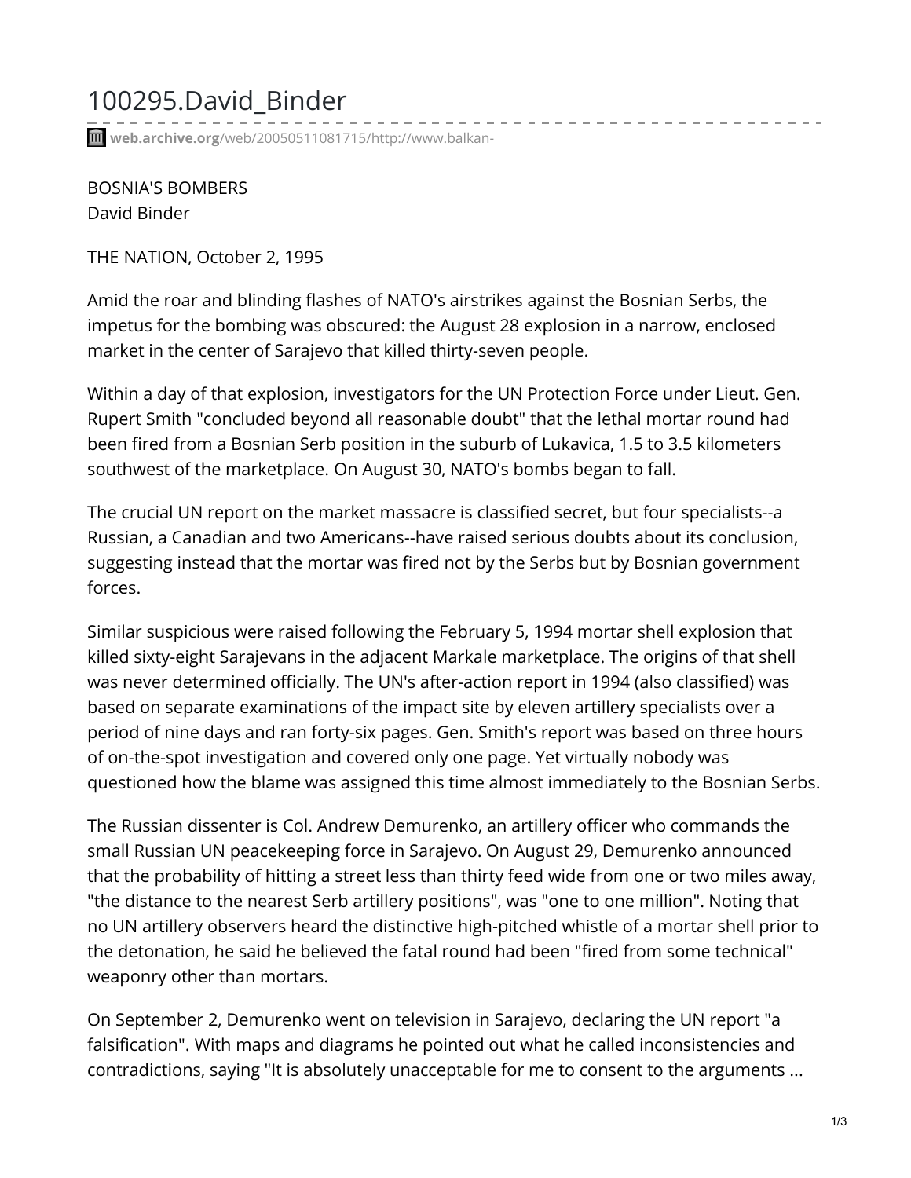# 100295.David_Binder

web.archive.org/web/20050511081715/http://www.balkan-

BOSNIA'S BOMBERS
David Binder

THE NATION, October 2, 1995

Amid the roar and blinding flashes of NATO's airstrikes against the Bosnian Serbs, the impetus for the bombing was obscured: the August 28 explosion in a narrow, enclosed market in the center of Sarajevo that killed thirty-seven people.

Within a day of that explosion, investigators for the UN Protection Force under Lieut. Gen. Rupert Smith "concluded beyond all reasonable doubt" that the lethal mortar round had been fired from a Bosnian Serb position in the suburb of Lukavica, 1.5 to 3.5 kilometers southwest of the marketplace. On August 30, NATO's bombs began to fall.

The crucial UN report on the market massacre is classified secret, but four specialists--a Russian, a Canadian and two Americans--have raised serious doubts about its conclusion, suggesting instead that the mortar was fired not by the Serbs but by Bosnian government forces.

Similar suspicious were raised following the February 5, 1994 mortar shell explosion that killed sixty-eight Sarajevans in the adjacent Markale marketplace. The origins of that shell was never determined officially. The UN's after-action report in 1994 (also classified) was based on separate examinations of the impact site by eleven artillery specialists over a period of nine days and ran forty-six pages. Gen. Smith's report was based on three hours of on-the-spot investigation and covered only one page. Yet virtually nobody was questioned how the blame was assigned this time almost immediately to the Bosnian Serbs.

The Russian dissenter is Col. Andrew Demurenko, an artillery officer who commands the small Russian UN peacekeeping force in Sarajevo. On August 29, Demurenko announced that the probability of hitting a street less than thirty feed wide from one or two miles away, "the distance to the nearest Serb artillery positions", was "one to one million". Noting that no UN artillery observers heard the distinctive high-pitched whistle of a mortar shell prior to the detonation, he said he believed the fatal round had been "fired from some technical" weaponry other than mortars.

On September 2, Demurenko went on television in Sarajevo, declaring the UN report "a falsification". With maps and diagrams he pointed out what he called inconsistencies and contradictions, saying "It is absolutely unacceptable for me to consent to the arguments ...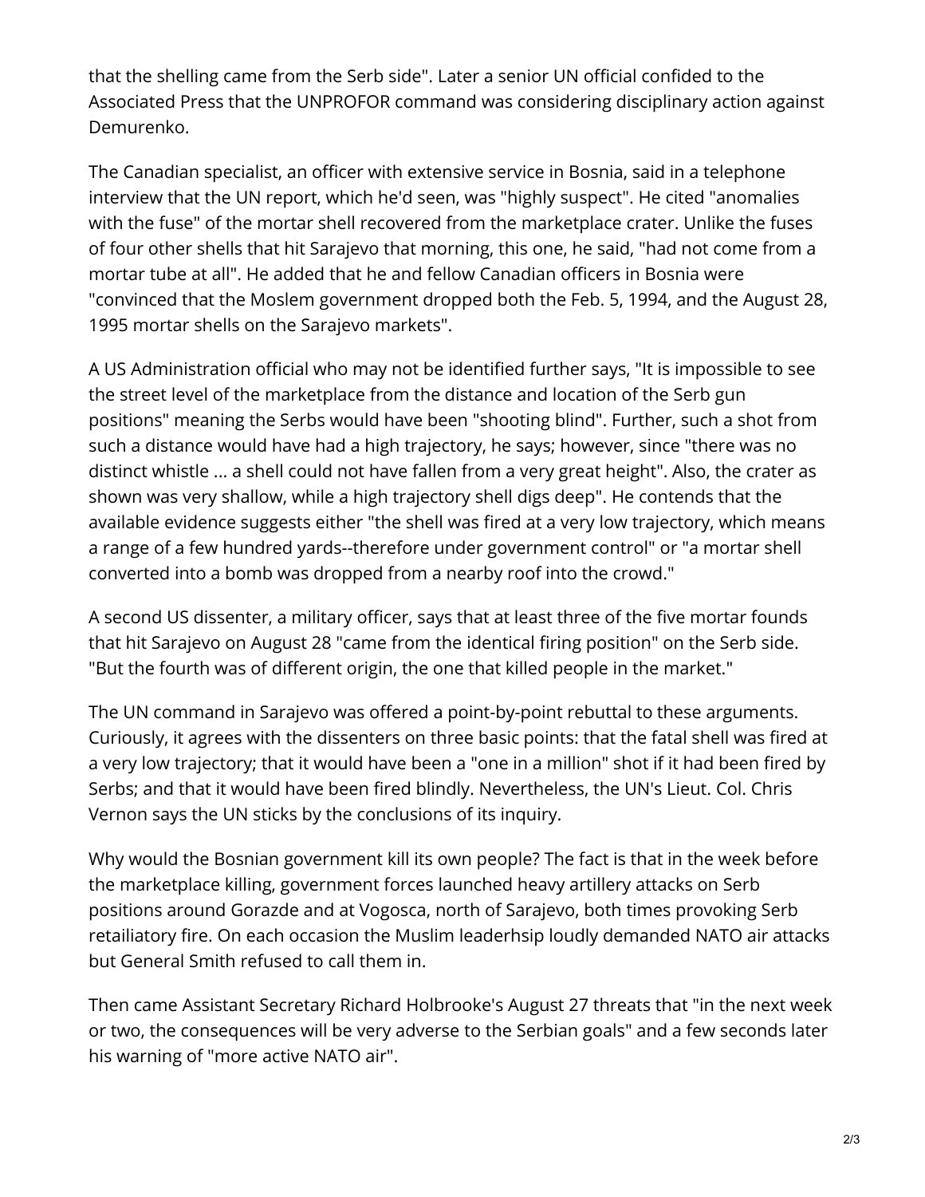that the shelling came from the Serb side". Later a senior UN official confided to the Associated Press that the UNPROFOR command was considering disciplinary action against Demurenko.

The Canadian specialist, an officer with extensive service in Bosnia, said in a telephone interview that the UN report, which he'd seen, was "highly suspect". He cited "anomalies with the fuse" of the mortar shell recovered from the marketplace crater. Unlike the fuses of four other shells that hit Sarajevo that morning, this one, he said, "had not come from a mortar tube at all". He added that he and fellow Canadian officers in Bosnia were "convinced that the Moslem government dropped both the Feb. 5, 1994, and the August 28, 1995 mortar shells on the Sarajevo markets".

A US Administration official who may not be identified further says, "It is impossible to see the street level of the marketplace from the distance and location of the Serb gun positions" meaning the Serbs would have been "shooting blind". Further, such a shot from such a distance would have had a high trajectory, he says; however, since "there was no distinct whistle ... a shell could not have fallen from a very great height". Also, the crater as shown was very shallow, while a high trajectory shell digs deep". He contends that the available evidence suggests either "the shell was fired at a very low trajectory, which means a range of a few hundred yards--therefore under government control" or "a mortar shell converted into a bomb was dropped from a nearby roof into the crowd."

A second US dissenter, a military officer, says that at least three of the five mortar founds that hit Sarajevo on August 28 "came from the identical firing position" on the Serb side. "But the fourth was of different origin, the one that killed people in the market."

The UN command in Sarajevo was offered a point-by-point rebuttal to these arguments. Curiously, it agrees with the dissenters on three basic points: that the fatal shell was fired at a very low trajectory; that it would have been a "one in a million" shot if it had been fired by Serbs; and that it would have been fired blindly. Nevertheless, the UN's Lieut. Col. Chris Vernon says the UN sticks by the conclusions of its inquiry.

Why would the Bosnian government kill its own people? The fact is that in the week before the marketplace killing, government forces launched heavy artillery attacks on Serb positions around Gorazde and at Vogosca, north of Sarajevo, both times provoking Serb retailiatory fire. On each occasion the Muslim leaderhsip loudly demanded NATO air attacks but General Smith refused to call them in.

Then came Assistant Secretary Richard Holbrooke's August 27 threats that "in the next week or two, the consequences will be very adverse to the Serbian goals" and a few seconds later his warning of "more active NATO air".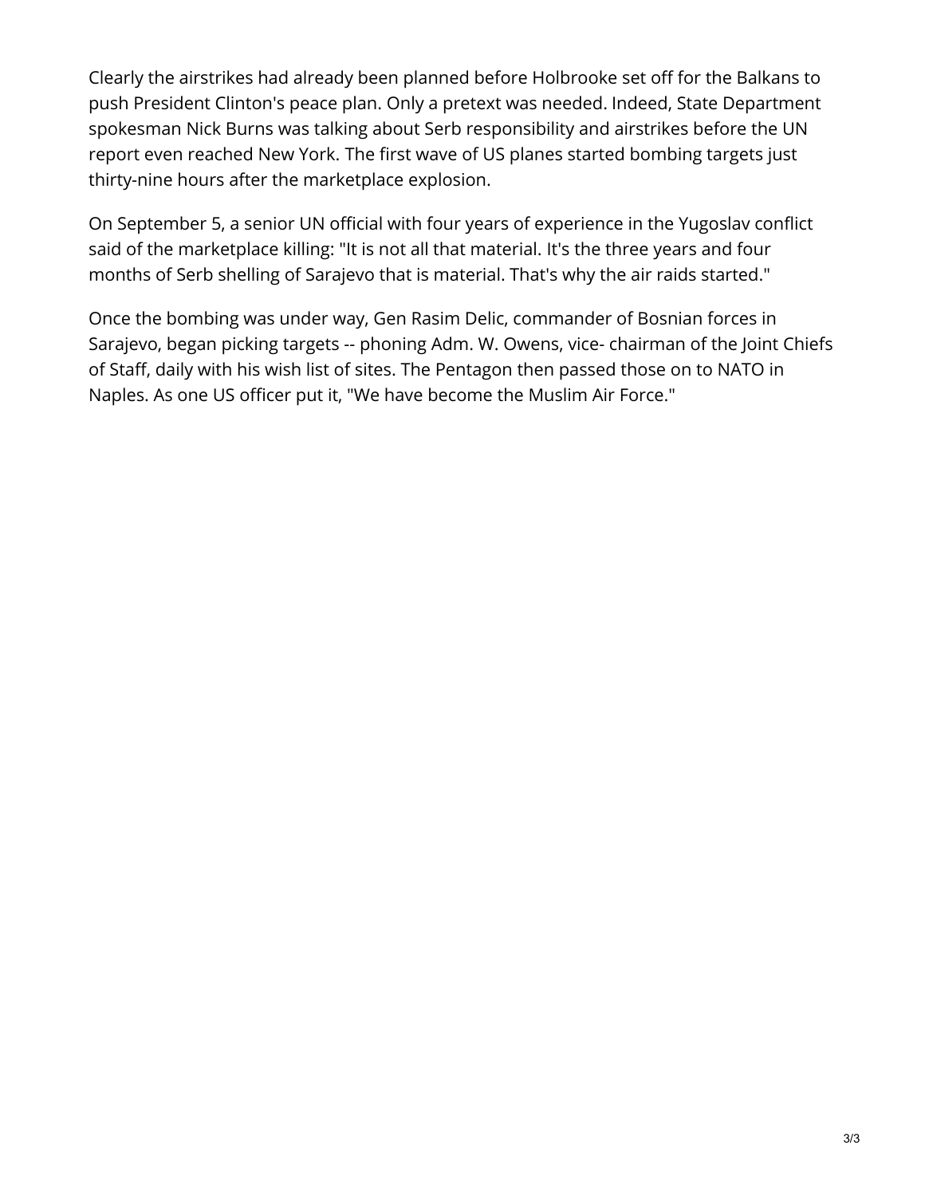Clearly the airstrikes had already been planned before Holbrooke set off for the Balkans to push President Clinton's peace plan. Only a pretext was needed. Indeed, State Department spokesman Nick Burns was talking about Serb responsibility and airstrikes before the UN report even reached New York. The first wave of US planes started bombing targets just thirty-nine hours after the marketplace explosion.

On September 5, a senior UN official with four years of experience in the Yugoslav conflict said of the marketplace killing: "It is not all that material. It's the three years and four months of Serb shelling of Sarajevo that is material. That's why the air raids started."

Once the bombing was under way, Gen Rasim Delic, commander of Bosnian forces in Sarajevo, began picking targets -- phoning Adm. W. Owens, vice- chairman of the Joint Chiefs of Staff, daily with his wish list of sites. The Pentagon then passed those on to NATO in Naples. As one US officer put it, "We have become the Muslim Air Force."